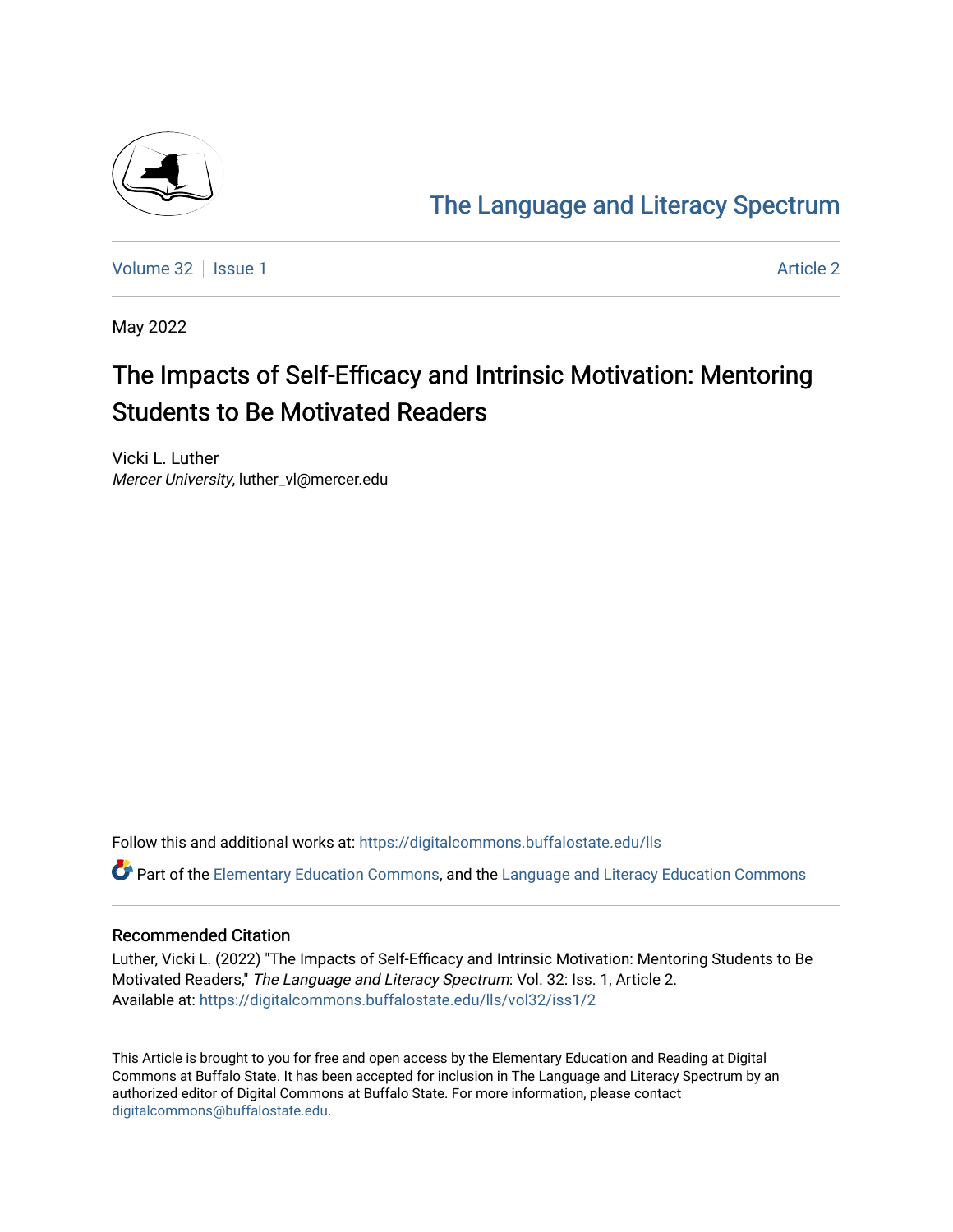The Language and Literacy Spectrum

Volume 32 | Issue 1 | Article 2

May 2022

# The Impacts of Self-Efficacy and Intrinsic Motivation: Mentoring Students to Be Motivated Readers

Vicki L. Luther
*Mercer University*, luther_vl@mercer.edu

Follow this and additional works at: https://digitalcommons.buffalostate.edu/lls

Part of the Elementary Education Commons, and the Language and Literacy Education Commons

## Recommended Citation

Luther, Vicki L. (2022) "The Impacts of Self-Efficacy and Intrinsic Motivation: Mentoring Students to Be Motivated Readers," *The Language and Literacy Spectrum*: Vol. 32: Iss. 1, Article 2.
Available at: https://digitalcommons.buffalostate.edu/lls/vol32/iss1/2

This Article is brought to you for free and open access by the Elementary Education and Reading at Digital Commons at Buffalo State. It has been accepted for inclusion in The Language and Literacy Spectrum by an authorized editor of Digital Commons at Buffalo State. For more information, please contact digitalcommons@buffalostate.edu.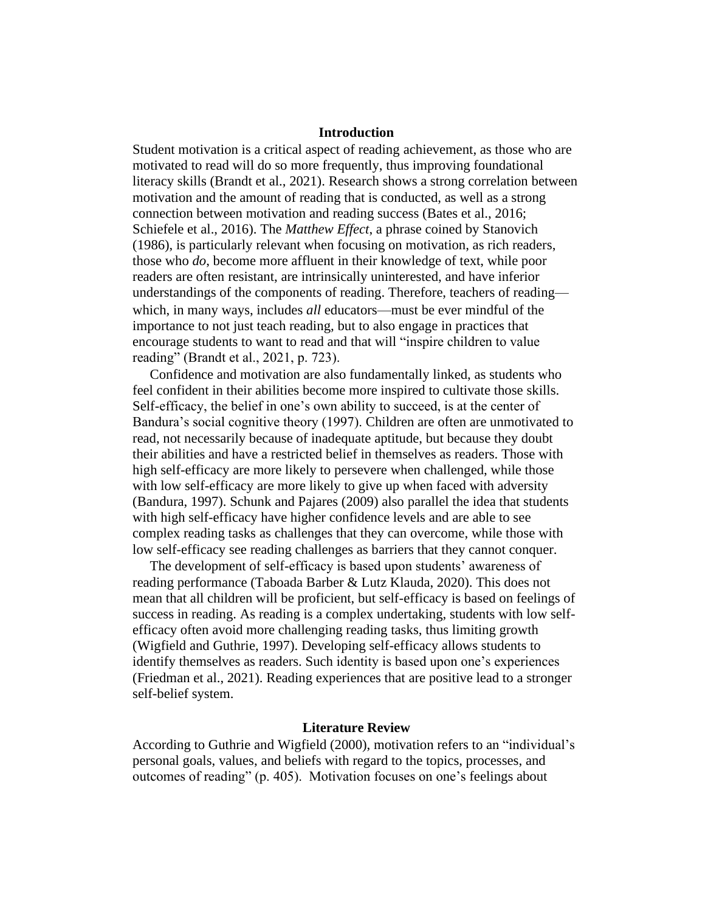## Introduction

Student motivation is a critical aspect of reading achievement, as those who are motivated to read will do so more frequently, thus improving foundational literacy skills (Brandt et al., 2021). Research shows a strong correlation between motivation and the amount of reading that is conducted, as well as a strong connection between motivation and reading success (Bates et al., 2016; Schiefele et al., 2016). The *Matthew Effect*, a phrase coined by Stanovich (1986), is particularly relevant when focusing on motivation, as rich readers, those who *do*, become more affluent in their knowledge of text, while poor readers are often resistant, are intrinsically uninterested, and have inferior understandings of the components of reading. Therefore, teachers of reading—which, in many ways, includes *all* educators—must be ever mindful of the importance to not just teach reading, but to also engage in practices that encourage students to want to read and that will "inspire children to value reading" (Brandt et al., 2021, p. 723).

Confidence and motivation are also fundamentally linked, as students who feel confident in their abilities become more inspired to cultivate those skills. Self-efficacy, the belief in one's own ability to succeed, is at the center of Bandura's social cognitive theory (1997). Children are often are unmotivated to read, not necessarily because of inadequate aptitude, but because they doubt their abilities and have a restricted belief in themselves as readers. Those with high self-efficacy are more likely to persevere when challenged, while those with low self-efficacy are more likely to give up when faced with adversity (Bandura, 1997). Schunk and Pajares (2009) also parallel the idea that students with high self-efficacy have higher confidence levels and are able to see complex reading tasks as challenges that they can overcome, while those with low self-efficacy see reading challenges as barriers that they cannot conquer.

The development of self-efficacy is based upon students' awareness of reading performance (Taboada Barber & Lutz Klauda, 2020). This does not mean that all children will be proficient, but self-efficacy is based on feelings of success in reading. As reading is a complex undertaking, students with low self-efficacy often avoid more challenging reading tasks, thus limiting growth (Wigfield and Guthrie, 1997). Developing self-efficacy allows students to identify themselves as readers. Such identity is based upon one's experiences (Friedman et al., 2021). Reading experiences that are positive lead to a stronger self-belief system.

## Literature Review

According to Guthrie and Wigfield (2000), motivation refers to an "individual's personal goals, values, and beliefs with regard to the topics, processes, and outcomes of reading" (p. 405). Motivation focuses on one's feelings about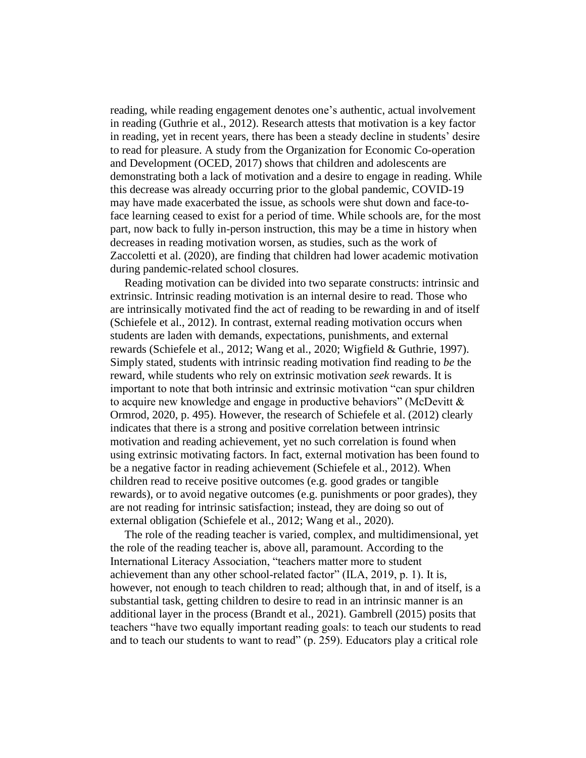reading, while reading engagement denotes one's authentic, actual involvement in reading (Guthrie et al., 2012). Research attests that motivation is a key factor in reading, yet in recent years, there has been a steady decline in students' desire to read for pleasure. A study from the Organization for Economic Co-operation and Development (OCED, 2017) shows that children and adolescents are demonstrating both a lack of motivation and a desire to engage in reading. While this decrease was already occurring prior to the global pandemic, COVID-19 may have made exacerbated the issue, as schools were shut down and face-to-face learning ceased to exist for a period of time. While schools are, for the most part, now back to fully in-person instruction, this may be a time in history when decreases in reading motivation worsen, as studies, such as the work of Zaccoletti et al. (2020), are finding that children had lower academic motivation during pandemic-related school closures.

Reading motivation can be divided into two separate constructs: intrinsic and extrinsic. Intrinsic reading motivation is an internal desire to read. Those who are intrinsically motivated find the act of reading to be rewarding in and of itself (Schiefele et al., 2012). In contrast, external reading motivation occurs when students are laden with demands, expectations, punishments, and external rewards (Schiefele et al., 2012; Wang et al., 2020; Wigfield & Guthrie, 1997). Simply stated, students with intrinsic reading motivation find reading to *be* the reward, while students who rely on extrinsic motivation *seek* rewards. It is important to note that both intrinsic and extrinsic motivation "can spur children to acquire new knowledge and engage in productive behaviors" (McDevitt & Ormrod, 2020, p. 495). However, the research of Schiefele et al. (2012) clearly indicates that there is a strong and positive correlation between intrinsic motivation and reading achievement, yet no such correlation is found when using extrinsic motivating factors. In fact, external motivation has been found to be a negative factor in reading achievement (Schiefele et al., 2012). When children read to receive positive outcomes (e.g. good grades or tangible rewards), or to avoid negative outcomes (e.g. punishments or poor grades), they are not reading for intrinsic satisfaction; instead, they are doing so out of external obligation (Schiefele et al., 2012; Wang et al., 2020).

The role of the reading teacher is varied, complex, and multidimensional, yet the role of the reading teacher is, above all, paramount. According to the International Literacy Association, "teachers matter more to student achievement than any other school-related factor" (ILA, 2019, p. 1). It is, however, not enough to teach children to read; although that, in and of itself, is a substantial task, getting children to desire to read in an intrinsic manner is an additional layer in the process (Brandt et al., 2021). Gambrell (2015) posits that teachers "have two equally important reading goals: to teach our students to read and to teach our students to want to read" (p. 259). Educators play a critical role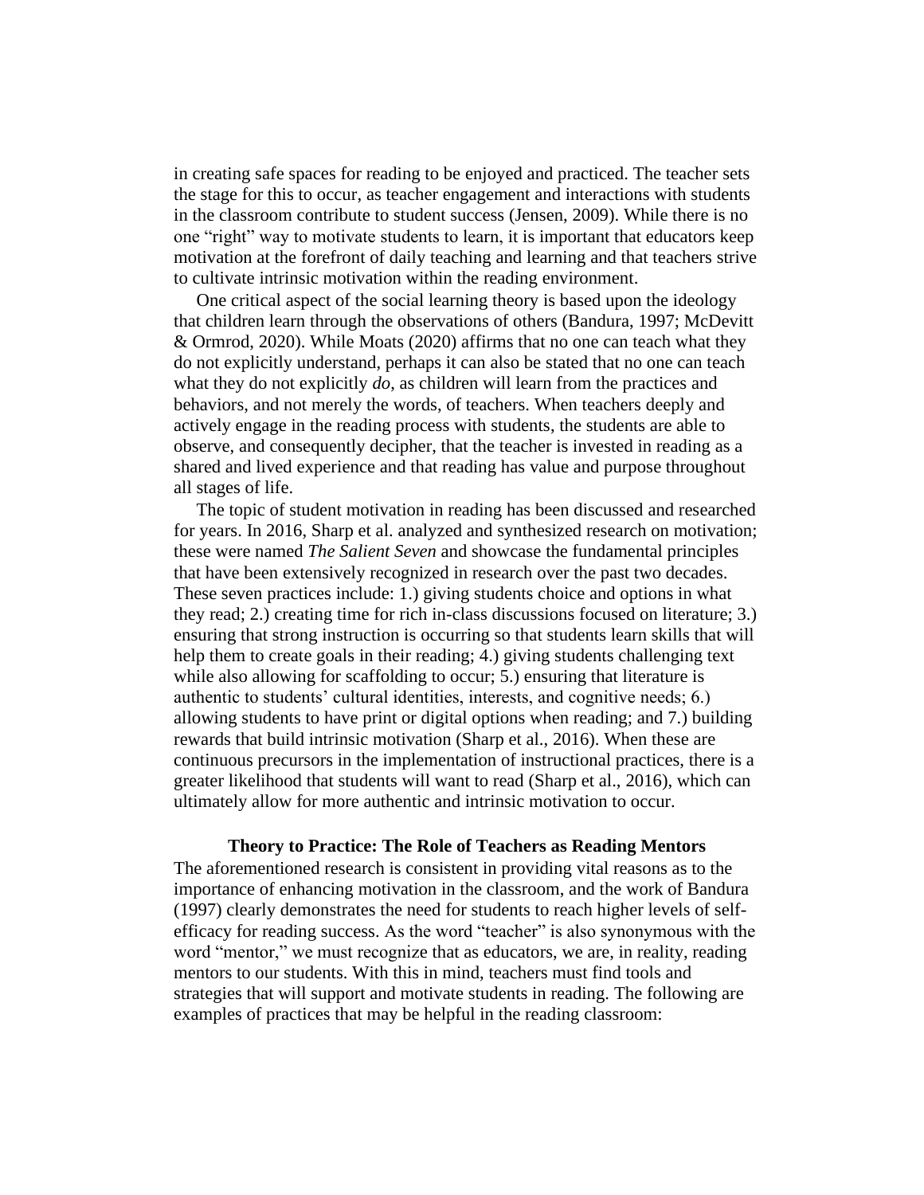in creating safe spaces for reading to be enjoyed and practiced. The teacher sets the stage for this to occur, as teacher engagement and interactions with students in the classroom contribute to student success (Jensen, 2009). While there is no one "right" way to motivate students to learn, it is important that educators keep motivation at the forefront of daily teaching and learning and that teachers strive to cultivate intrinsic motivation within the reading environment.

One critical aspect of the social learning theory is based upon the ideology that children learn through the observations of others (Bandura, 1997; McDevitt & Ormrod, 2020). While Moats (2020) affirms that no one can teach what they do not explicitly understand, perhaps it can also be stated that no one can teach what they do not explicitly *do*, as children will learn from the practices and behaviors, and not merely the words, of teachers. When teachers deeply and actively engage in the reading process with students, the students are able to observe, and consequently decipher, that the teacher is invested in reading as a shared and lived experience and that reading has value and purpose throughout all stages of life.

The topic of student motivation in reading has been discussed and researched for years. In 2016, Sharp et al. analyzed and synthesized research on motivation; these were named *The Salient Seven* and showcase the fundamental principles that have been extensively recognized in research over the past two decades. These seven practices include: 1.) giving students choice and options in what they read; 2.) creating time for rich in-class discussions focused on literature; 3.) ensuring that strong instruction is occurring so that students learn skills that will help them to create goals in their reading; 4.) giving students challenging text while also allowing for scaffolding to occur; 5.) ensuring that literature is authentic to students' cultural identities, interests, and cognitive needs; 6.) allowing students to have print or digital options when reading; and 7.) building rewards that build intrinsic motivation (Sharp et al., 2016). When these are continuous precursors in the implementation of instructional practices, there is a greater likelihood that students will want to read (Sharp et al., 2016), which can ultimately allow for more authentic and intrinsic motivation to occur.

## Theory to Practice: The Role of Teachers as Reading Mentors

The aforementioned research is consistent in providing vital reasons as to the importance of enhancing motivation in the classroom, and the work of Bandura (1997) clearly demonstrates the need for students to reach higher levels of self-efficacy for reading success. As the word "teacher" is also synonymous with the word "mentor," we must recognize that as educators, we are, in reality, reading mentors to our students. With this in mind, teachers must find tools and strategies that will support and motivate students in reading. The following are examples of practices that may be helpful in the reading classroom: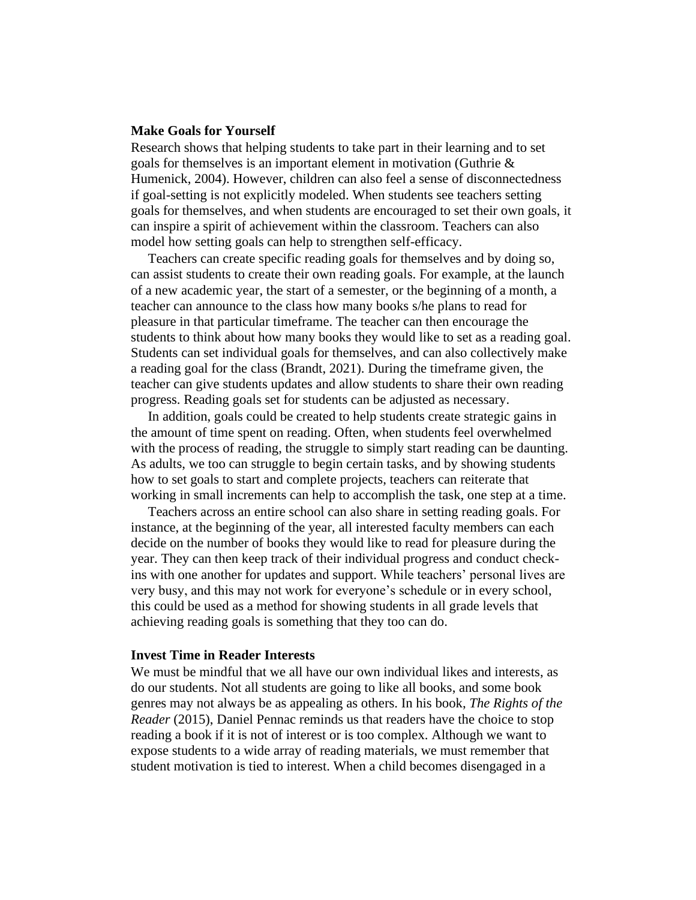**Make Goals for Yourself**

Research shows that helping students to take part in their learning and to set goals for themselves is an important element in motivation (Guthrie & Humenick, 2004). However, children can also feel a sense of disconnectedness if goal-setting is not explicitly modeled. When students see teachers setting goals for themselves, and when students are encouraged to set their own goals, it can inspire a spirit of achievement within the classroom. Teachers can also model how setting goals can help to strengthen self-efficacy.

Teachers can create specific reading goals for themselves and by doing so, can assist students to create their own reading goals. For example, at the launch of a new academic year, the start of a semester, or the beginning of a month, a teacher can announce to the class how many books s/he plans to read for pleasure in that particular timeframe. The teacher can then encourage the students to think about how many books they would like to set as a reading goal. Students can set individual goals for themselves, and can also collectively make a reading goal for the class (Brandt, 2021). During the timeframe given, the teacher can give students updates and allow students to share their own reading progress. Reading goals set for students can be adjusted as necessary.

In addition, goals could be created to help students create strategic gains in the amount of time spent on reading. Often, when students feel overwhelmed with the process of reading, the struggle to simply start reading can be daunting. As adults, we too can struggle to begin certain tasks, and by showing students how to set goals to start and complete projects, teachers can reiterate that working in small increments can help to accomplish the task, one step at a time.

Teachers across an entire school can also share in setting reading goals. For instance, at the beginning of the year, all interested faculty members can each decide on the number of books they would like to read for pleasure during the year. They can then keep track of their individual progress and conduct check-ins with one another for updates and support. While teachers' personal lives are very busy, and this may not work for everyone's schedule or in every school, this could be used as a method for showing students in all grade levels that achieving reading goals is something that they too can do.

**Invest Time in Reader Interests**

We must be mindful that we all have our own individual likes and interests, as do our students. Not all students are going to like all books, and some book genres may not always be as appealing as others. In his book, *The Rights of the Reader* (2015), Daniel Pennac reminds us that readers have the choice to stop reading a book if it is not of interest or is too complex. Although we want to expose students to a wide array of reading materials, we must remember that student motivation is tied to interest. When a child becomes disengaged in a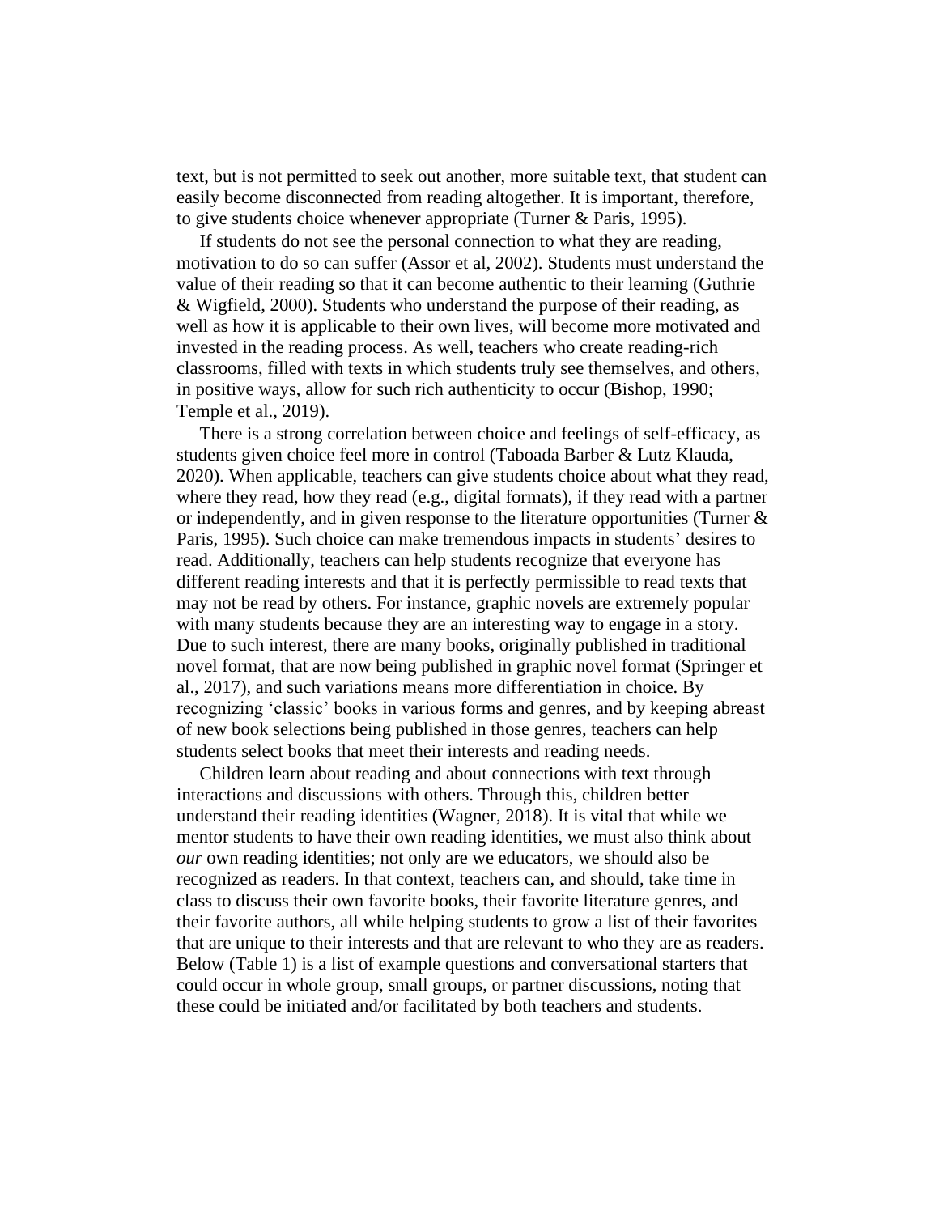text, but is not permitted to seek out another, more suitable text, that student can easily become disconnected from reading altogether. It is important, therefore, to give students choice whenever appropriate (Turner & Paris, 1995).

If students do not see the personal connection to what they are reading, motivation to do so can suffer (Assor et al, 2002). Students must understand the value of their reading so that it can become authentic to their learning (Guthrie & Wigfield, 2000). Students who understand the purpose of their reading, as well as how it is applicable to their own lives, will become more motivated and invested in the reading process. As well, teachers who create reading-rich classrooms, filled with texts in which students truly see themselves, and others, in positive ways, allow for such rich authenticity to occur (Bishop, 1990; Temple et al., 2019).

There is a strong correlation between choice and feelings of self-efficacy, as students given choice feel more in control (Taboada Barber & Lutz Klauda, 2020). When applicable, teachers can give students choice about what they read, where they read, how they read (e.g., digital formats), if they read with a partner or independently, and in given response to the literature opportunities (Turner & Paris, 1995). Such choice can make tremendous impacts in students' desires to read. Additionally, teachers can help students recognize that everyone has different reading interests and that it is perfectly permissible to read texts that may not be read by others. For instance, graphic novels are extremely popular with many students because they are an interesting way to engage in a story. Due to such interest, there are many books, originally published in traditional novel format, that are now being published in graphic novel format (Springer et al., 2017), and such variations means more differentiation in choice. By recognizing 'classic' books in various forms and genres, and by keeping abreast of new book selections being published in those genres, teachers can help students select books that meet their interests and reading needs.

Children learn about reading and about connections with text through interactions and discussions with others. Through this, children better understand their reading identities (Wagner, 2018). It is vital that while we mentor students to have their own reading identities, we must also think about *our* own reading identities; not only are we educators, we should also be recognized as readers. In that context, teachers can, and should, take time in class to discuss their own favorite books, their favorite literature genres, and their favorite authors, all while helping students to grow a list of their favorites that are unique to their interests and that are relevant to who they are as readers. Below (Table 1) is a list of example questions and conversational starters that could occur in whole group, small groups, or partner discussions, noting that these could be initiated and/or facilitated by both teachers and students.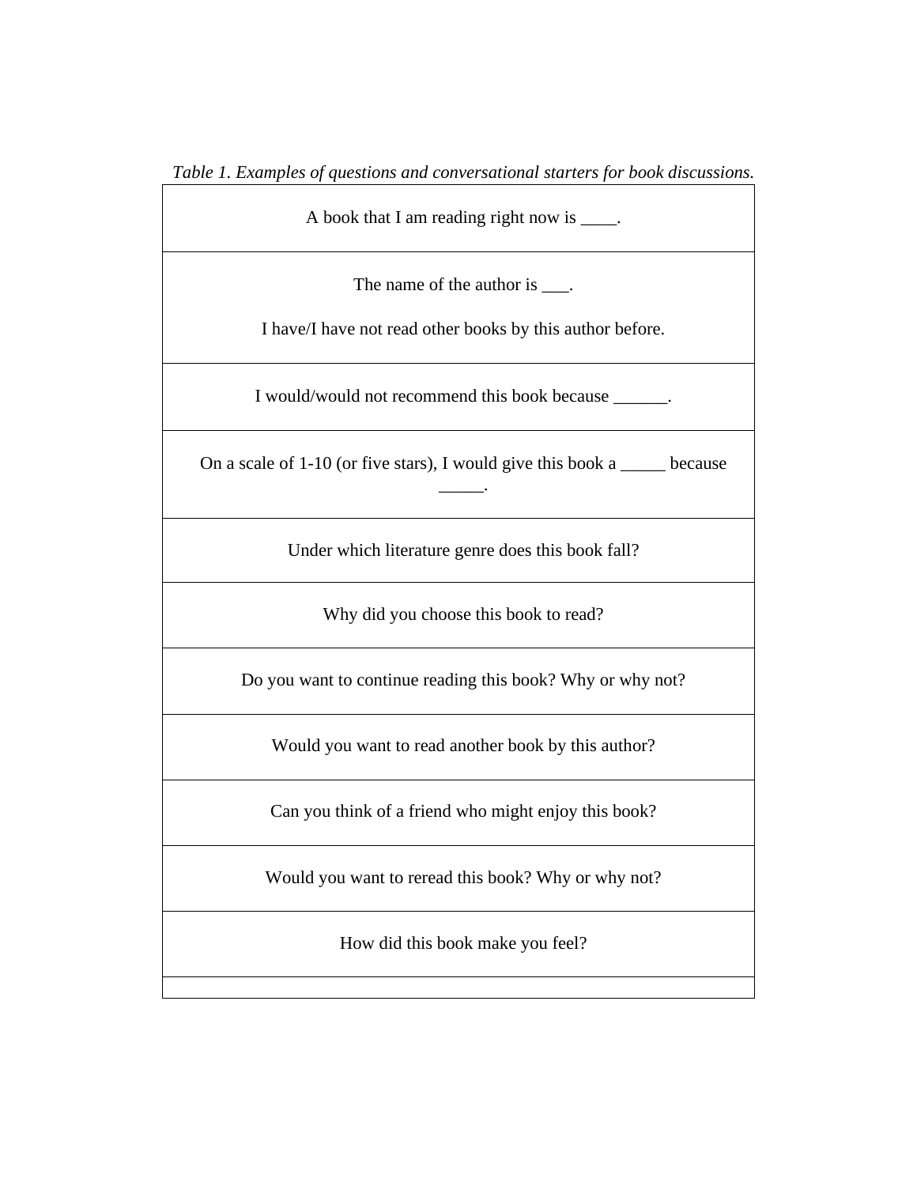*Table 1. Examples of questions and conversational starters for book discussions.*

| |
|---|
| A book that I am reading right now is ____. |
| The name of the author is ___.<br><br>I have/I have not read other books by this author before. |
| I would/would not recommend this book because ______. |
| On a scale of 1-10 (or five stars), I would give this book a _____ because _____. |
| Under which literature genre does this book fall? |
| Why did you choose this book to read? |
| Do you want to continue reading this book? Why or why not? |
| Would you want to read another book by this author? |
| Can you think of a friend who might enjoy this book? |
| Would you want to reread this book? Why or why not? |
| How did this book make you feel? |
| |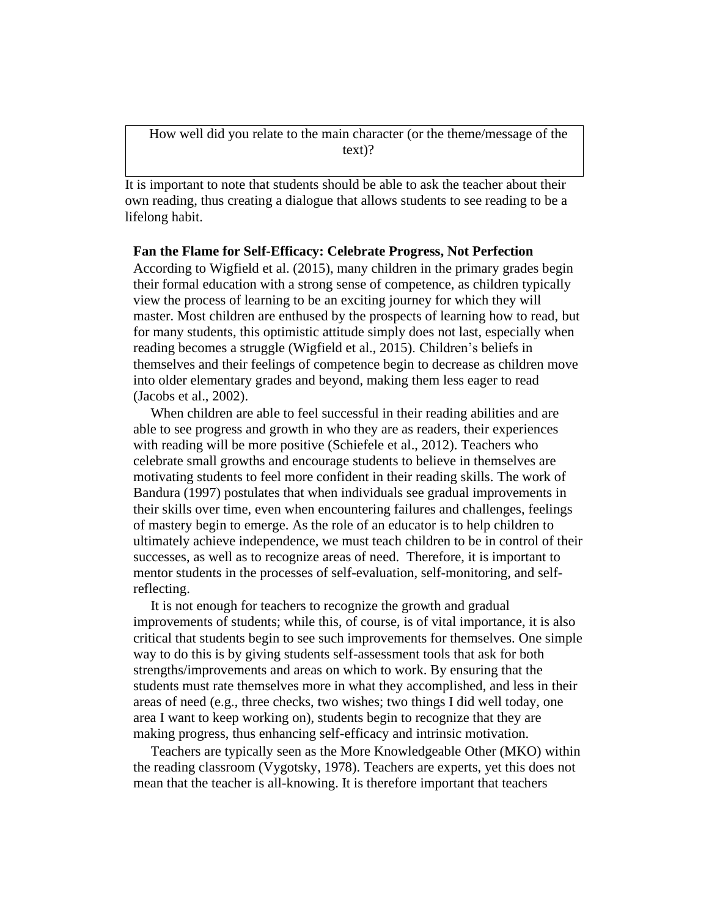| How well did you relate to the main character (or the theme/message of the text)? |
| --- |

It is important to note that students should be able to ask the teacher about their own reading, thus creating a dialogue that allows students to see reading to be a lifelong habit.

**Fan the Flame for Self-Efficacy: Celebrate Progress, Not Perfection**

According to Wigfield et al. (2015), many children in the primary grades begin their formal education with a strong sense of competence, as children typically view the process of learning to be an exciting journey for which they will master. Most children are enthused by the prospects of learning how to read, but for many students, this optimistic attitude simply does not last, especially when reading becomes a struggle (Wigfield et al., 2015). Children's beliefs in themselves and their feelings of competence begin to decrease as children move into older elementary grades and beyond, making them less eager to read (Jacobs et al., 2002).

When children are able to feel successful in their reading abilities and are able to see progress and growth in who they are as readers, their experiences with reading will be more positive (Schiefele et al., 2012). Teachers who celebrate small growths and encourage students to believe in themselves are motivating students to feel more confident in their reading skills. The work of Bandura (1997) postulates that when individuals see gradual improvements in their skills over time, even when encountering failures and challenges, feelings of mastery begin to emerge. As the role of an educator is to help children to ultimately achieve independence, we must teach children to be in control of their successes, as well as to recognize areas of need. Therefore, it is important to mentor students in the processes of self-evaluation, self-monitoring, and self-reflecting.

It is not enough for teachers to recognize the growth and gradual improvements of students; while this, of course, is of vital importance, it is also critical that students begin to see such improvements for themselves. One simple way to do this is by giving students self-assessment tools that ask for both strengths/improvements and areas on which to work. By ensuring that the students must rate themselves more in what they accomplished, and less in their areas of need (e.g., three checks, two wishes; two things I did well today, one area I want to keep working on), students begin to recognize that they are making progress, thus enhancing self-efficacy and intrinsic motivation.

Teachers are typically seen as the More Knowledgeable Other (MKO) within the reading classroom (Vygotsky, 1978). Teachers are experts, yet this does not mean that the teacher is all-knowing. It is therefore important that teachers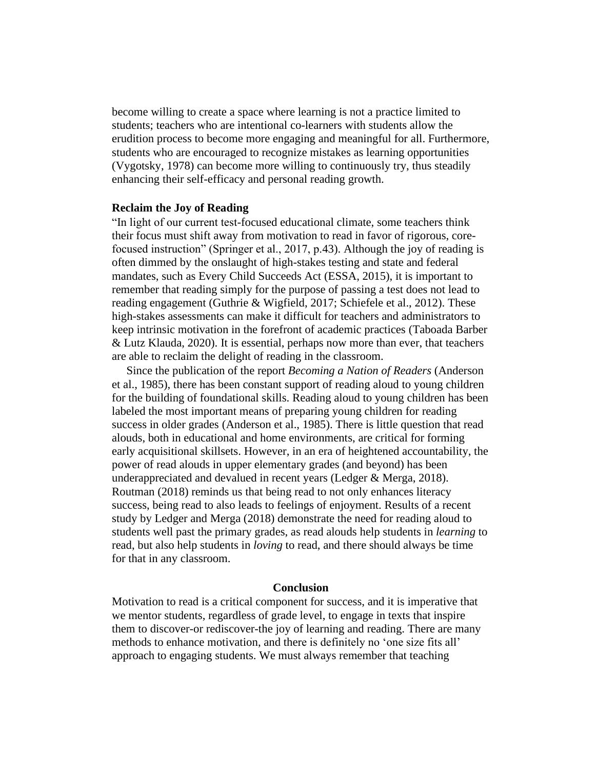become willing to create a space where learning is not a practice limited to students; teachers who are intentional co-learners with students allow the erudition process to become more engaging and meaningful for all. Furthermore, students who are encouraged to recognize mistakes as learning opportunities (Vygotsky, 1978) can become more willing to continuously try, thus steadily enhancing their self-efficacy and personal reading growth.

**Reclaim the Joy of Reading**

"In light of our current test-focused educational climate, some teachers think their focus must shift away from motivation to read in favor of rigorous, core-focused instruction" (Springer et al., 2017, p.43). Although the joy of reading is often dimmed by the onslaught of high-stakes testing and state and federal mandates, such as Every Child Succeeds Act (ESSA, 2015), it is important to remember that reading simply for the purpose of passing a test does not lead to reading engagement (Guthrie & Wigfield, 2017; Schiefele et al., 2012). These high-stakes assessments can make it difficult for teachers and administrators to keep intrinsic motivation in the forefront of academic practices (Taboada Barber & Lutz Klauda, 2020). It is essential, perhaps now more than ever, that teachers are able to reclaim the delight of reading in the classroom.

Since the publication of the report *Becoming a Nation of Readers* (Anderson et al., 1985), there has been constant support of reading aloud to young children for the building of foundational skills. Reading aloud to young children has been labeled the most important means of preparing young children for reading success in older grades (Anderson et al., 1985). There is little question that read alouds, both in educational and home environments, are critical for forming early acquisitional skillsets. However, in an era of heightened accountability, the power of read alouds in upper elementary grades (and beyond) has been underappreciated and devalued in recent years (Ledger & Merga, 2018). Routman (2018) reminds us that being read to not only enhances literacy success, being read to also leads to feelings of enjoyment. Results of a recent study by Ledger and Merga (2018) demonstrate the need for reading aloud to students well past the primary grades, as read alouds help students in *learning* to read, but also help students in *loving* to read, and there should always be time for that in any classroom.

## Conclusion

Motivation to read is a critical component for success, and it is imperative that we mentor students, regardless of grade level, to engage in texts that inspire them to discover-or rediscover-the joy of learning and reading. There are many methods to enhance motivation, and there is definitely no 'one size fits all' approach to engaging students. We must always remember that teaching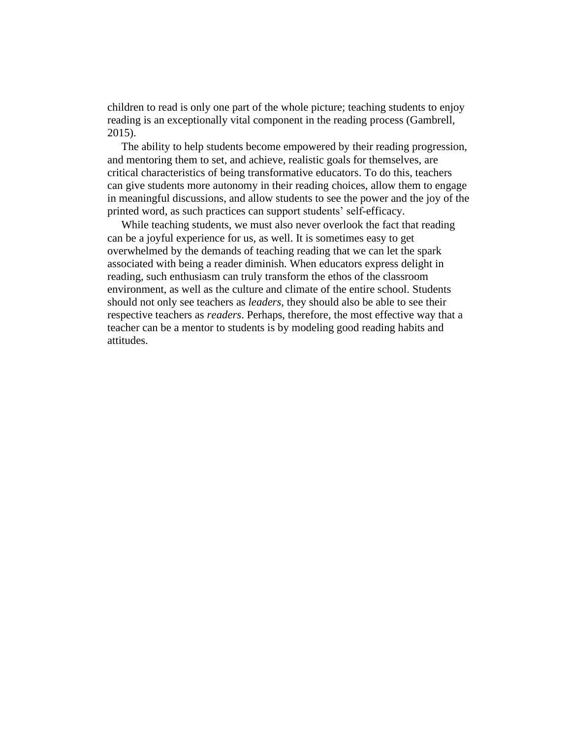children to read is only one part of the whole picture; teaching students to enjoy reading is an exceptionally vital component in the reading process (Gambrell, 2015).

The ability to help students become empowered by their reading progression, and mentoring them to set, and achieve, realistic goals for themselves, are critical characteristics of being transformative educators. To do this, teachers can give students more autonomy in their reading choices, allow them to engage in meaningful discussions, and allow students to see the power and the joy of the printed word, as such practices can support students' self-efficacy.

While teaching students, we must also never overlook the fact that reading can be a joyful experience for us, as well. It is sometimes easy to get overwhelmed by the demands of teaching reading that we can let the spark associated with being a reader diminish. When educators express delight in reading, such enthusiasm can truly transform the ethos of the classroom environment, as well as the culture and climate of the entire school. Students should not only see teachers as *leaders*, they should also be able to see their respective teachers as *readers*. Perhaps, therefore, the most effective way that a teacher can be a mentor to students is by modeling good reading habits and attitudes.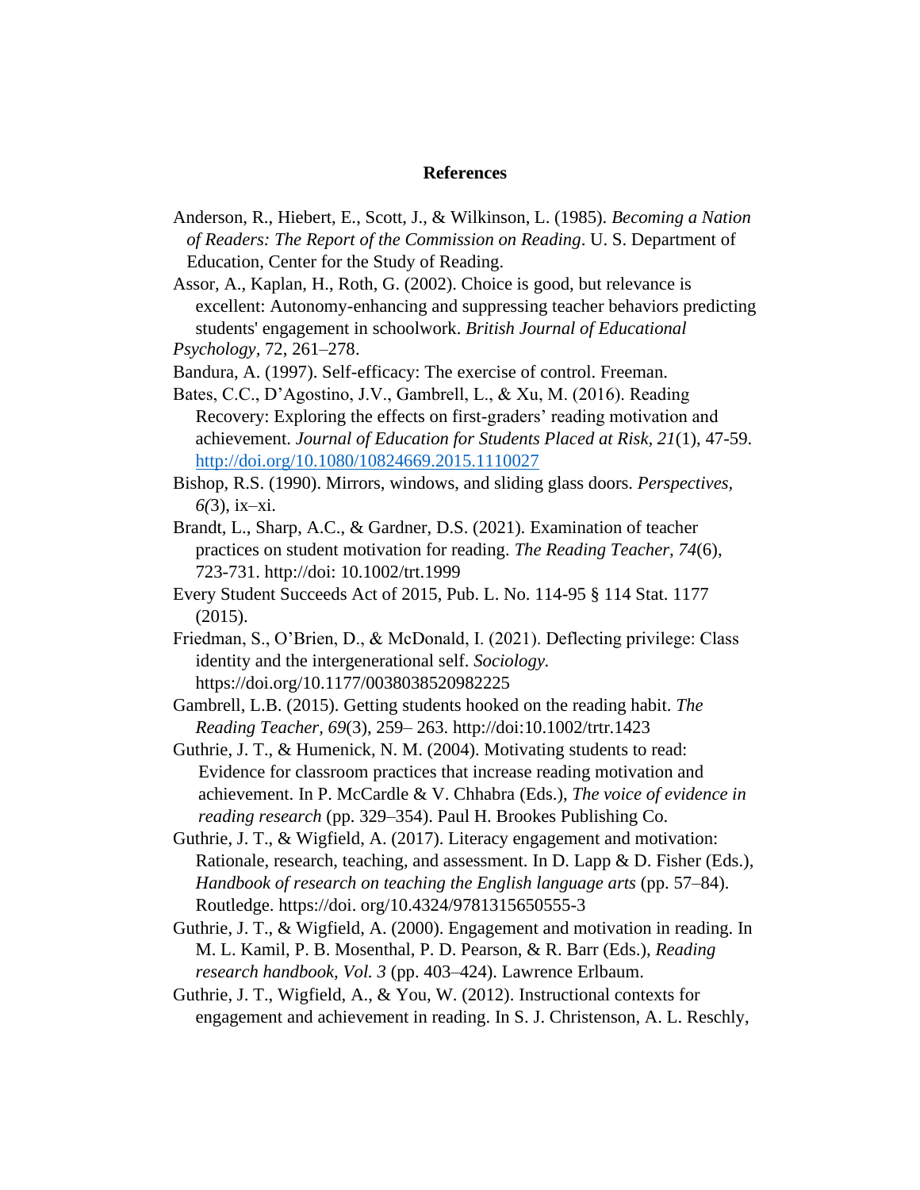## References

Anderson, R., Hiebert, E., Scott, J., & Wilkinson, L. (1985). *Becoming a Nation of Readers: The Report of the Commission on Reading*. U. S. Department of Education, Center for the Study of Reading.

Assor, A., Kaplan, H., Roth, G. (2002). Choice is good, but relevance is excellent: Autonomy-enhancing and suppressing teacher behaviors predicting students' engagement in schoolwork. *British Journal of Educational Psychology*, 72, 261–278.

Bandura, A. (1997). Self-efficacy: The exercise of control. Freeman.

Bates, C.C., D'Agostino, J.V., Gambrell, L., & Xu, M. (2016). Reading Recovery: Exploring the effects on first-graders' reading motivation and achievement. *Journal of Education for Students Placed at Risk, 21*(1), 47-59. http://doi.org/10.1080/10824669.2015.1110027

Bishop, R.S. (1990). Mirrors, windows, and sliding glass doors. *Perspectives, 6(*3), ix–xi.

Brandt, L., Sharp, A.C., & Gardner, D.S. (2021). Examination of teacher practices on student motivation for reading. *The Reading Teacher, 74*(6), 723-731. http://doi: 10.1002/trt.1999

Every Student Succeeds Act of 2015, Pub. L. No. 114-95 § 114 Stat. 1177 (2015).

Friedman, S., O'Brien, D., & McDonald, I. (2021). Deflecting privilege: Class identity and the intergenerational self. *Sociology.* https://doi.org/10.1177/0038038520982225

Gambrell, L.B. (2015). Getting students hooked on the reading habit. *The Reading Teacher, 69*(3), 259– 263. http://doi:10.1002/trtr.1423

Guthrie, J. T., & Humenick, N. M. (2004). Motivating students to read: Evidence for classroom practices that increase reading motivation and achievement. In P. McCardle & V. Chhabra (Eds.), *The voice of evidence in reading research* (pp. 329–354). Paul H. Brookes Publishing Co.

Guthrie, J. T., & Wigfield, A. (2017). Literacy engagement and motivation: Rationale, research, teaching, and assessment. In D. Lapp & D. Fisher (Eds.), *Handbook of research on teaching the English language arts* (pp. 57–84). Routledge. https://doi. org/10.4324/9781315650555-3

Guthrie, J. T., & Wigfield, A. (2000). Engagement and motivation in reading. In M. L. Kamil, P. B. Mosenthal, P. D. Pearson, & R. Barr (Eds.), *Reading research handbook, Vol. 3* (pp. 403–424). Lawrence Erlbaum.

Guthrie, J. T., Wigfield, A., & You, W. (2012). Instructional contexts for engagement and achievement in reading. In S. J. Christenson, A. L. Reschly,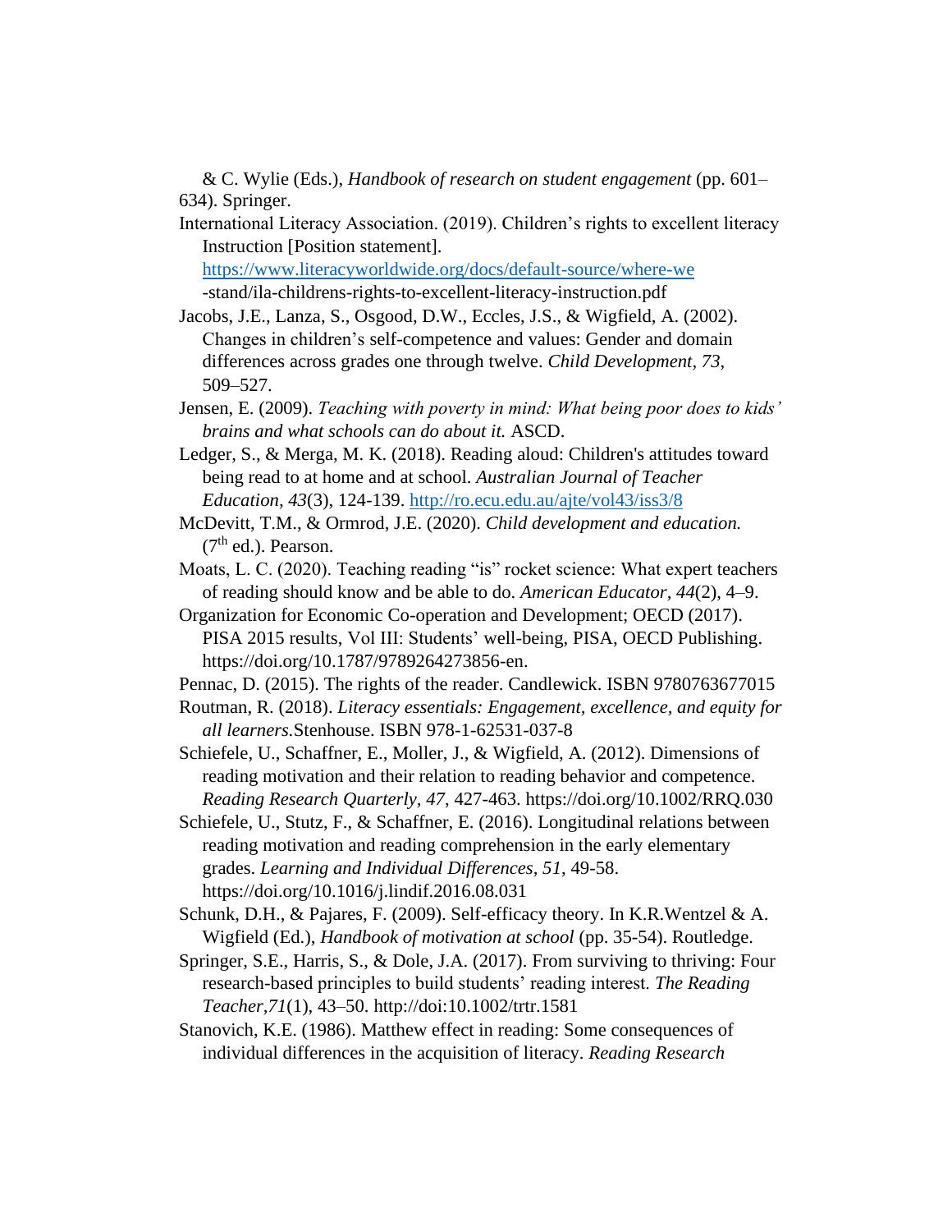& C. Wylie (Eds.), *Handbook of research on student engagement* (pp. 601–634). Springer.

International Literacy Association. (2019). Children's rights to excellent literacy Instruction [Position statement]. https://www.literacyworldwide.org/docs/default-source/where-we-stand/ila-childrens-rights-to-excellent-literacy-instruction.pdf

Jacobs, J.E., Lanza, S., Osgood, D.W., Eccles, J.S., & Wigfield, A. (2002). Changes in children's self-competence and values: Gender and domain differences across grades one through twelve. *Child Development, 73*, 509–527.

Jensen, E. (2009). *Teaching with poverty in mind: What being poor does to kids' brains and what schools can do about it.* ASCD.

Ledger, S., & Merga, M. K. (2018). Reading aloud: Children's attitudes toward being read to at home and at school. *Australian Journal of Teacher Education, 43*(3), 124-139. http://ro.ecu.edu.au/ajte/vol43/iss3/8

McDevitt, T.M., & Ormrod, J.E. (2020). *Child development and education.* (7th ed.). Pearson.

Moats, L. C. (2020). Teaching reading "is" rocket science: What expert teachers of reading should know and be able to do. *American Educator, 44*(2), 4–9.

Organization for Economic Co-operation and Development; OECD (2017). PISA 2015 results, Vol III: Students' well-being, PISA, OECD Publishing. https://doi.org/10.1787/9789264273856-en.

Pennac, D. (2015). The rights of the reader. Candlewick. ISBN 9780763677015

Routman, R. (2018). *Literacy essentials: Engagement, excellence, and equity for all learners.*Stenhouse. ISBN 978-1-62531-037-8

Schiefele, U., Schaffner, E., Moller, J., & Wigfield, A. (2012). Dimensions of reading motivation and their relation to reading behavior and competence. *Reading Research Quarterly, 47*, 427-463. https://doi.org/10.1002/RRQ.030

Schiefele, U., Stutz, F., & Schaffner, E. (2016). Longitudinal relations between reading motivation and reading comprehension in the early elementary grades. *Learning and Individual Differences, 51*, 49-58. https://doi.org/10.1016/j.lindif.2016.08.031

Schunk, D.H., & Pajares, F. (2009). Self-efficacy theory. In K.R.Wentzel & A. Wigfield (Ed.), *Handbook of motivation at school* (pp. 35-54). Routledge.

Springer, S.E., Harris, S., & Dole, J.A. (2017). From surviving to thriving: Four research-based principles to build students' reading interest. *The Reading Teacher,71*(1), 43–50. http://doi:10.1002/trtr.1581

Stanovich, K.E. (1986). Matthew effect in reading: Some consequences of individual differences in the acquisition of literacy. *Reading Research*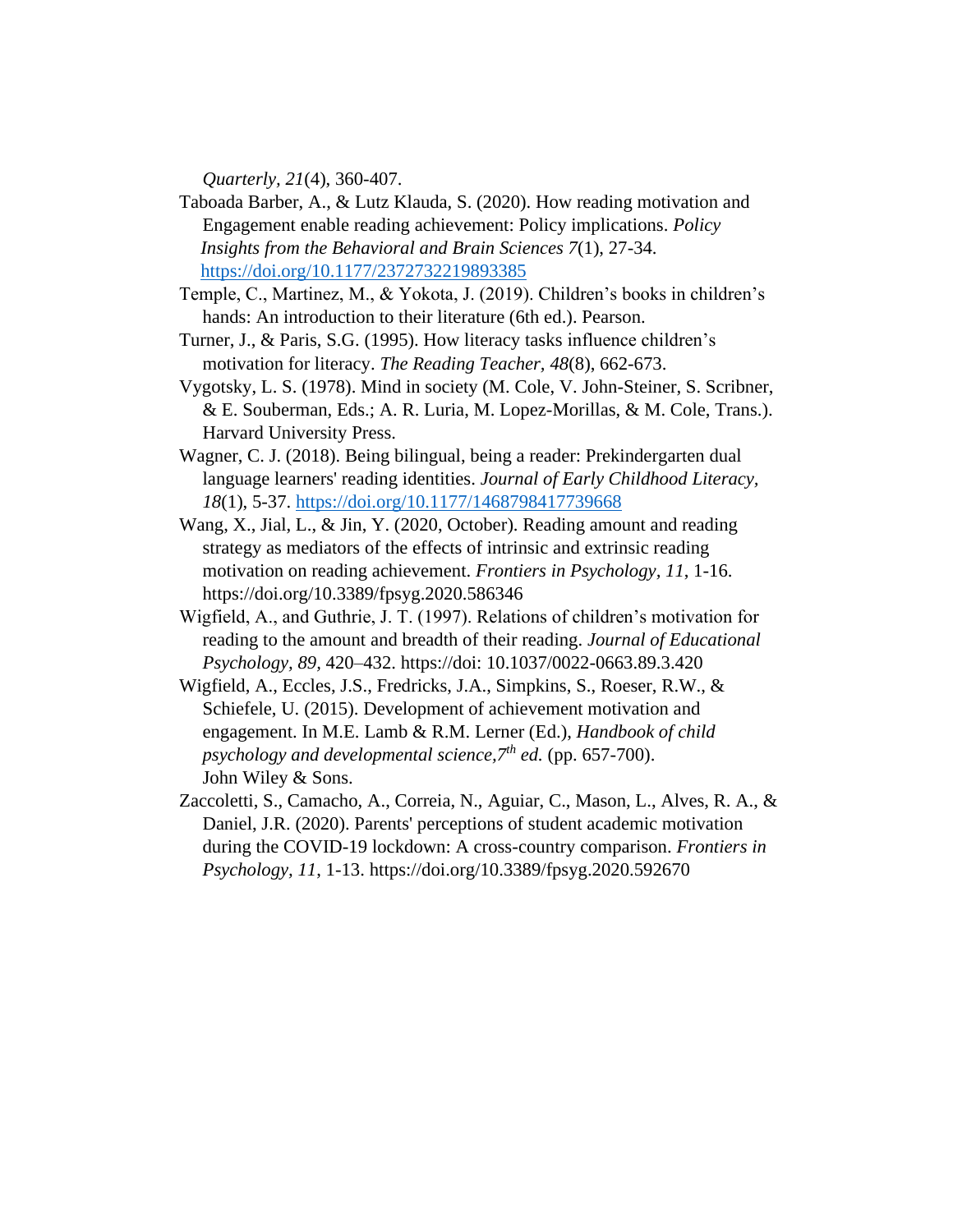*Quarterly*, *21*(4), 360-407.

Taboada Barber, A., & Lutz Klauda, S. (2020). How reading motivation and Engagement enable reading achievement: Policy implications. *Policy Insights from the Behavioral and Brain Sciences 7*(1), 27-34. https://doi.org/10.1177/2372732219893385

Temple, C., Martinez, M., & Yokota, J. (2019). Children's books in children's hands: An introduction to their literature (6th ed.). Pearson.

Turner, J., & Paris, S.G. (1995). How literacy tasks influence children's motivation for literacy. *The Reading Teacher*, *48*(8), 662-673.

Vygotsky, L. S. (1978). Mind in society (M. Cole, V. John-Steiner, S. Scribner, & E. Souberman, Eds.; A. R. Luria, M. Lopez-Morillas, & M. Cole, Trans.). Harvard University Press.

Wagner, C. J. (2018). Being bilingual, being a reader: Prekindergarten dual language learners' reading identities. *Journal of Early Childhood Literacy*, *18*(1), 5-37. https://doi.org/10.1177/1468798417739668

Wang, X., Jial, L., & Jin, Y. (2020, October). Reading amount and reading strategy as mediators of the effects of intrinsic and extrinsic reading motivation on reading achievement. *Frontiers in Psychology, 11*, 1-16. https://doi.org/10.3389/fpsyg.2020.586346

Wigfield, A., and Guthrie, J. T. (1997). Relations of children's motivation for reading to the amount and breadth of their reading. *Journal of Educational Psychology, 89*, 420–432. https://doi: 10.1037/0022-0663.89.3.420

Wigfield, A., Eccles, J.S., Fredricks, J.A., Simpkins, S., Roeser, R.W., & Schiefele, U. (2015). Development of achievement motivation and engagement. In M.E. Lamb & R.M. Lerner (Ed.), *Handbook of child psychology and developmental science,7th ed.* (pp. 657-700). John Wiley & Sons.

Zaccoletti, S., Camacho, A., Correia, N., Aguiar, C., Mason, L., Alves, R. A., & Daniel, J.R. (2020). Parents' perceptions of student academic motivation during the COVID-19 lockdown: A cross-country comparison. *Frontiers in Psychology, 11*, 1-13. https://doi.org/10.3389/fpsyg.2020.592670